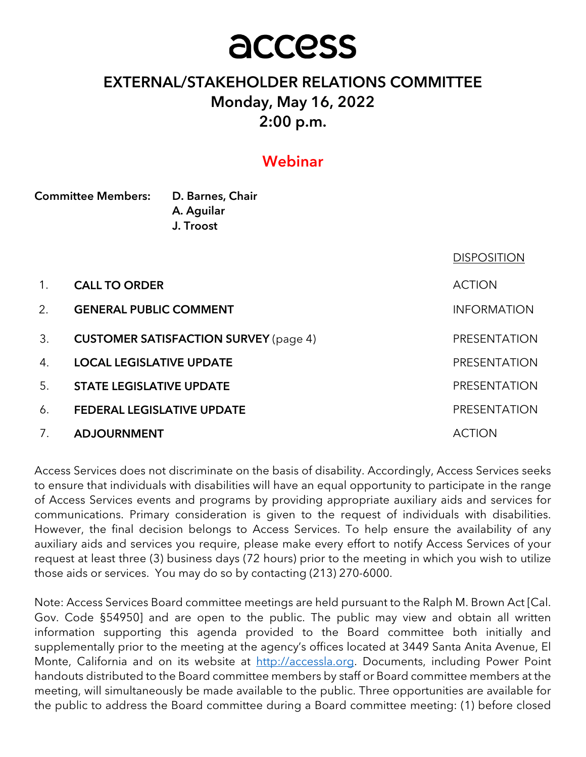# access

## EXTERNAL/STAKEHOLDER RELATIONS COMMITTEE

## Monday, May 16, 2022

## 2:00 p.m.

## Webinar

**Committee Members:** **D. Barnes, Chair**
**A. Aguilar**
**J. Troost**

| | | DISPOSITION |
|---|---|---|
| 1. | **CALL TO ORDER** | ACTION |
| 2. | **GENERAL PUBLIC COMMENT** | INFORMATION |
| 3. | **CUSTOMER SATISFACTION SURVEY** (page 4) | PRESENTATION |
| 4. | **LOCAL LEGISLATIVE UPDATE** | PRESENTATION |
| 5. | **STATE LEGISLATIVE UPDATE** | PRESENTATION |
| 6. | **FEDERAL LEGISLATIVE UPDATE** | PRESENTATION |
| 7. | **ADJOURNMENT** | ACTION |

Access Services does not discriminate on the basis of disability. Accordingly, Access Services seeks to ensure that individuals with disabilities will have an equal opportunity to participate in the range of Access Services events and programs by providing appropriate auxiliary aids and services for communications. Primary consideration is given to the request of individuals with disabilities. However, the final decision belongs to Access Services. To help ensure the availability of any auxiliary aids and services you require, please make every effort to notify Access Services of your request at least three (3) business days (72 hours) prior to the meeting in which you wish to utilize those aids or services. You may do so by contacting (213) 270-6000.

Note: Access Services Board committee meetings are held pursuant to the Ralph M. Brown Act [Cal. Gov. Code §54950] and are open to the public. The public may view and obtain all written information supporting this agenda provided to the Board committee both initially and supplementally prior to the meeting at the agency's offices located at 3449 Santa Anita Avenue, El Monte, California and on its website at [http://accessla.org](http://accessla.org). Documents, including Power Point handouts distributed to the Board committee members by staff or Board committee members at the meeting, will simultaneously be made available to the public. Three opportunities are available for the public to address the Board committee during a Board committee meeting: (1) before closed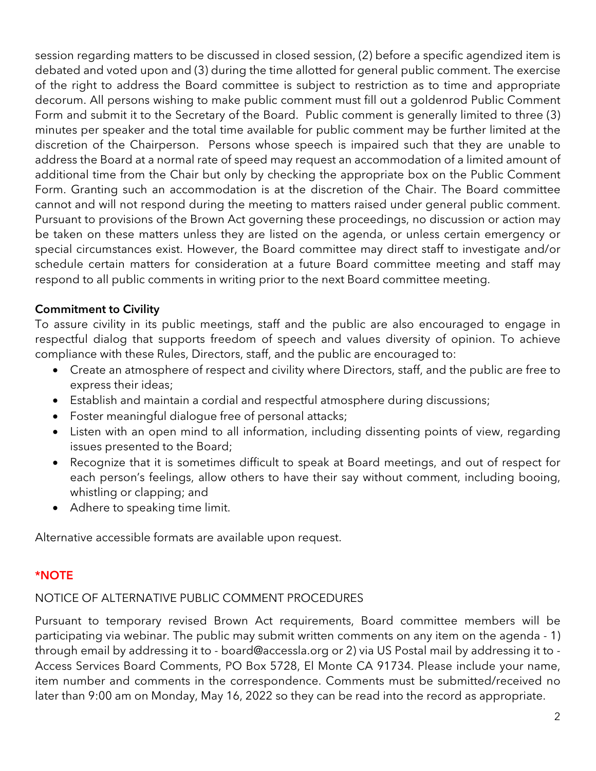session regarding matters to be discussed in closed session, (2) before a specific agendized item is debated and voted upon and (3) during the time allotted for general public comment. The exercise of the right to address the Board committee is subject to restriction as to time and appropriate decorum. All persons wishing to make public comment must fill out a goldenrod Public Comment Form and submit it to the Secretary of the Board. Public comment is generally limited to three (3) minutes per speaker and the total time available for public comment may be further limited at the discretion of the Chairperson. Persons whose speech is impaired such that they are unable to address the Board at a normal rate of speed may request an accommodation of a limited amount of additional time from the Chair but only by checking the appropriate box on the Public Comment Form. Granting such an accommodation is at the discretion of the Chair. The Board committee cannot and will not respond during the meeting to matters raised under general public comment. Pursuant to provisions of the Brown Act governing these proceedings, no discussion or action may be taken on these matters unless they are listed on the agenda, or unless certain emergency or special circumstances exist. However, the Board committee may direct staff to investigate and/or schedule certain matters for consideration at a future Board committee meeting and staff may respond to all public comments in writing prior to the next Board committee meeting.

**Commitment to Civility**

To assure civility in its public meetings, staff and the public are also encouraged to engage in respectful dialog that supports freedom of speech and values diversity of opinion. To achieve compliance with these Rules, Directors, staff, and the public are encouraged to:

- Create an atmosphere of respect and civility where Directors, staff, and the public are free to express their ideas;
- Establish and maintain a cordial and respectful atmosphere during discussions;
- Foster meaningful dialogue free of personal attacks;
- Listen with an open mind to all information, including dissenting points of view, regarding issues presented to the Board;
- Recognize that it is sometimes difficult to speak at Board meetings, and out of respect for each person's feelings, allow others to have their say without comment, including booing, whistling or clapping; and
- Adhere to speaking time limit.

Alternative accessible formats are available upon request.

**\*NOTE**

NOTICE OF ALTERNATIVE PUBLIC COMMENT PROCEDURES

Pursuant to temporary revised Brown Act requirements, Board committee members will be participating via webinar. The public may submit written comments on any item on the agenda - 1) through email by addressing it to - board@accessla.org or 2) via US Postal mail by addressing it to - Access Services Board Comments, PO Box 5728, El Monte CA 91734. Please include your name, item number and comments in the correspondence. Comments must be submitted/received no later than 9:00 am on Monday, May 16, 2022 so they can be read into the record as appropriate.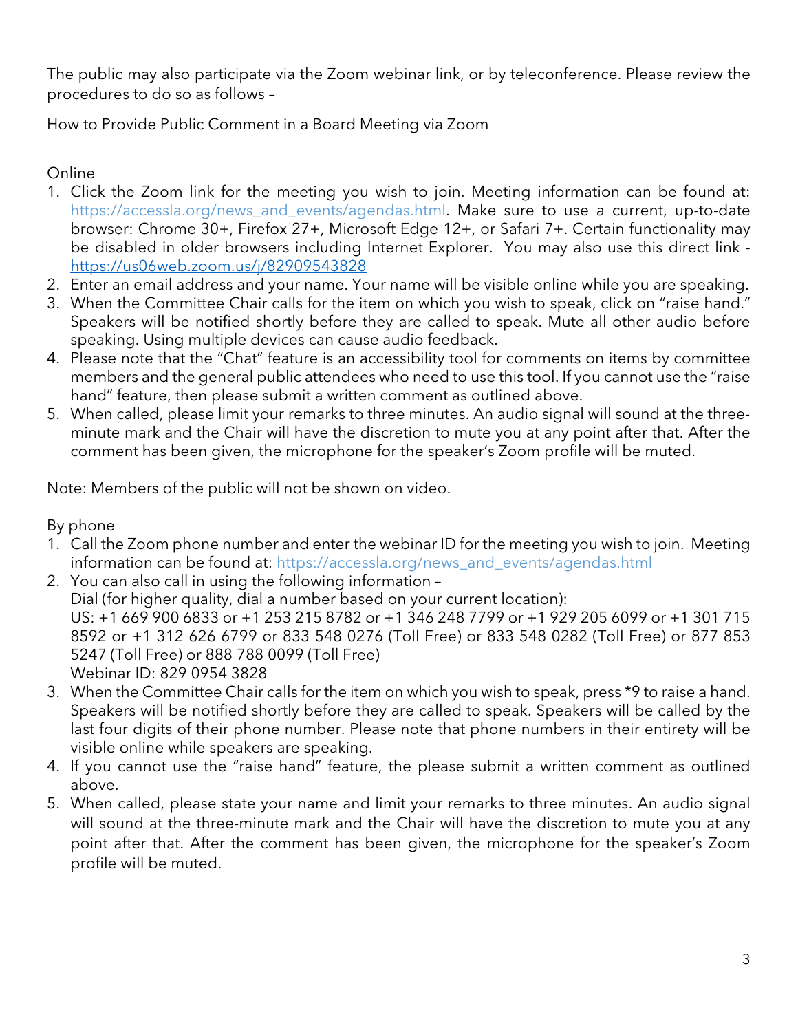The public may also participate via the Zoom webinar link, or by teleconference. Please review the procedures to do so as follows –

How to Provide Public Comment in a Board Meeting via Zoom

Online

1. Click the Zoom link for the meeting you wish to join. Meeting information can be found at: https://accessla.org/news_and_events/agendas.html. Make sure to use a current, up-to-date browser: Chrome 30+, Firefox 27+, Microsoft Edge 12+, or Safari 7+. Certain functionality may be disabled in older browsers including Internet Explorer. You may also use this direct link - https://us06web.zoom.us/j/82909543828
2. Enter an email address and your name. Your name will be visible online while you are speaking.
3. When the Committee Chair calls for the item on which you wish to speak, click on "raise hand." Speakers will be notified shortly before they are called to speak. Mute all other audio before speaking. Using multiple devices can cause audio feedback.
4. Please note that the "Chat" feature is an accessibility tool for comments on items by committee members and the general public attendees who need to use this tool. If you cannot use the "raise hand" feature, then please submit a written comment as outlined above.
5. When called, please limit your remarks to three minutes. An audio signal will sound at the three-minute mark and the Chair will have the discretion to mute you at any point after that. After the comment has been given, the microphone for the speaker's Zoom profile will be muted.

Note: Members of the public will not be shown on video.

By phone

1. Call the Zoom phone number and enter the webinar ID for the meeting you wish to join. Meeting information can be found at: https://accessla.org/news_and_events/agendas.html
2. You can also call in using the following information –
   Dial (for higher quality, dial a number based on your current location):
   US: +1 669 900 6833 or +1 253 215 8782 or +1 346 248 7799 or +1 929 205 6099 or +1 301 715 8592 or +1 312 626 6799 or 833 548 0276 (Toll Free) or 833 548 0282 (Toll Free) or 877 853 5247 (Toll Free) or 888 788 0099 (Toll Free)
   Webinar ID: 829 0954 3828
3. When the Committee Chair calls for the item on which you wish to speak, press *9 to raise a hand. Speakers will be notified shortly before they are called to speak. Speakers will be called by the last four digits of their phone number. Please note that phone numbers in their entirety will be visible online while speakers are speaking.
4. If you cannot use the "raise hand" feature, the please submit a written comment as outlined above.
5. When called, please state your name and limit your remarks to three minutes. An audio signal will sound at the three-minute mark and the Chair will have the discretion to mute you at any point after that. After the comment has been given, the microphone for the speaker's Zoom profile will be muted.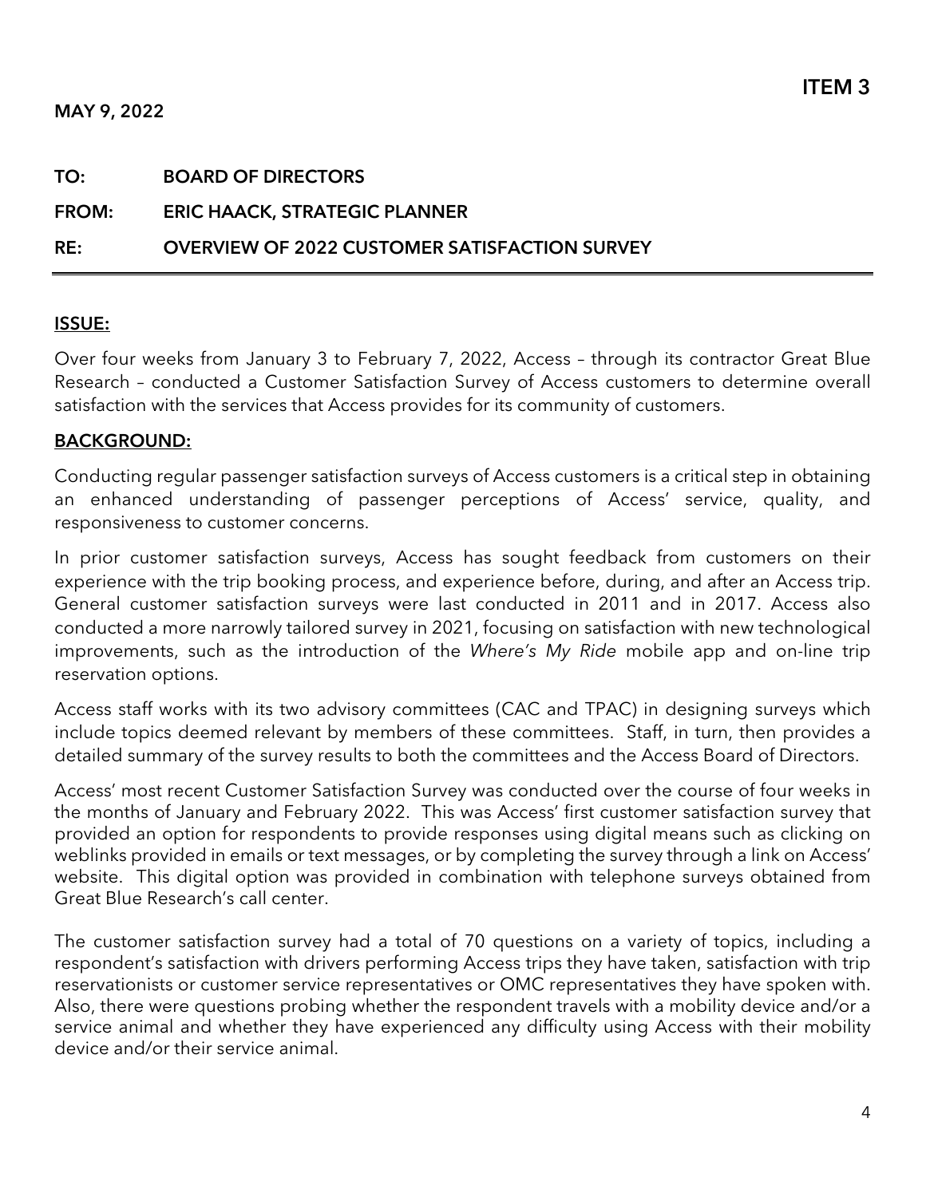**ITEM 3**

**MAY 9, 2022**

**TO:** **BOARD OF DIRECTORS**

**FROM:** **ERIC HAACK, STRATEGIC PLANNER**

**RE:** **OVERVIEW OF 2022 CUSTOMER SATISFACTION SURVEY**

---

**ISSUE:**

Over four weeks from January 3 to February 7, 2022, Access – through its contractor Great Blue Research – conducted a Customer Satisfaction Survey of Access customers to determine overall satisfaction with the services that Access provides for its community of customers.

**BACKGROUND:**

Conducting regular passenger satisfaction surveys of Access customers is a critical step in obtaining an enhanced understanding of passenger perceptions of Access' service, quality, and responsiveness to customer concerns.

In prior customer satisfaction surveys, Access has sought feedback from customers on their experience with the trip booking process, and experience before, during, and after an Access trip. General customer satisfaction surveys were last conducted in 2011 and in 2017. Access also conducted a more narrowly tailored survey in 2021, focusing on satisfaction with new technological improvements, such as the introduction of the *Where's My Ride* mobile app and on-line trip reservation options.

Access staff works with its two advisory committees (CAC and TPAC) in designing surveys which include topics deemed relevant by members of these committees. Staff, in turn, then provides a detailed summary of the survey results to both the committees and the Access Board of Directors.

Access' most recent Customer Satisfaction Survey was conducted over the course of four weeks in the months of January and February 2022. This was Access' first customer satisfaction survey that provided an option for respondents to provide responses using digital means such as clicking on weblinks provided in emails or text messages, or by completing the survey through a link on Access' website. This digital option was provided in combination with telephone surveys obtained from Great Blue Research's call center.

The customer satisfaction survey had a total of 70 questions on a variety of topics, including a respondent's satisfaction with drivers performing Access trips they have taken, satisfaction with trip reservationists or customer service representatives or OMC representatives they have spoken with. Also, there were questions probing whether the respondent travels with a mobility device and/or a service animal and whether they have experienced any difficulty using Access with their mobility device and/or their service animal.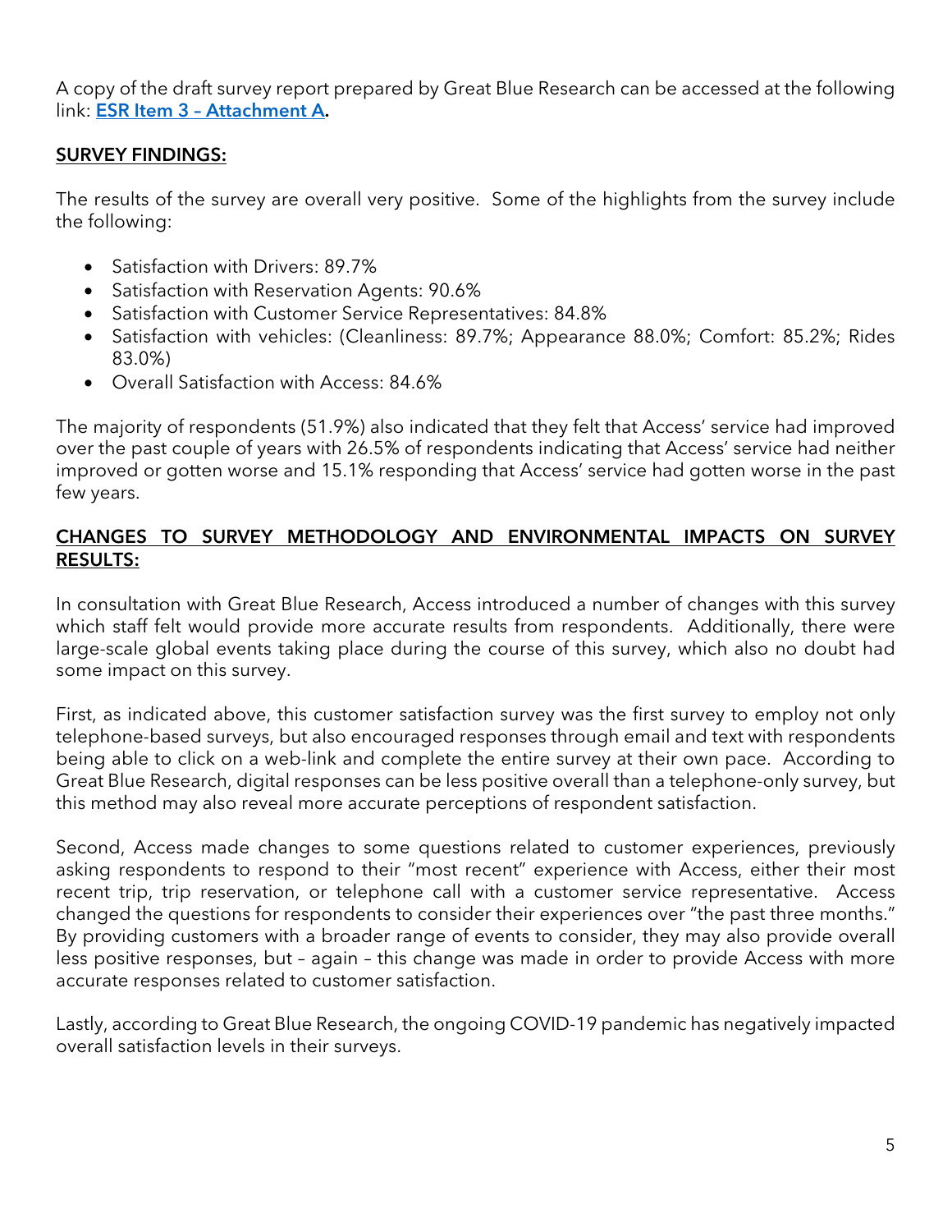A copy of the draft survey report prepared by Great Blue Research can be accessed at the following link: **[ESR Item 3 – Attachment A](ESR Item 3 – Attachment A).**

## SURVEY FINDINGS:

The results of the survey are overall very positive. Some of the highlights from the survey include the following:

- Satisfaction with Drivers: 89.7%
- Satisfaction with Reservation Agents: 90.6%
- Satisfaction with Customer Service Representatives: 84.8%
- Satisfaction with vehicles: (Cleanliness: 89.7%; Appearance 88.0%; Comfort: 85.2%; Rides 83.0%)
- Overall Satisfaction with Access: 84.6%

The majority of respondents (51.9%) also indicated that they felt that Access' service had improved over the past couple of years with 26.5% of respondents indicating that Access' service had neither improved or gotten worse and 15.1% responding that Access' service had gotten worse in the past few years.

## CHANGES TO SURVEY METHODOLOGY AND ENVIRONMENTAL IMPACTS ON SURVEY RESULTS:

In consultation with Great Blue Research, Access introduced a number of changes with this survey which staff felt would provide more accurate results from respondents. Additionally, there were large-scale global events taking place during the course of this survey, which also no doubt had some impact on this survey.

First, as indicated above, this customer satisfaction survey was the first survey to employ not only telephone-based surveys, but also encouraged responses through email and text with respondents being able to click on a web-link and complete the entire survey at their own pace. According to Great Blue Research, digital responses can be less positive overall than a telephone-only survey, but this method may also reveal more accurate perceptions of respondent satisfaction.

Second, Access made changes to some questions related to customer experiences, previously asking respondents to respond to their "most recent" experience with Access, either their most recent trip, trip reservation, or telephone call with a customer service representative. Access changed the questions for respondents to consider their experiences over "the past three months." By providing customers with a broader range of events to consider, they may also provide overall less positive responses, but – again – this change was made in order to provide Access with more accurate responses related to customer satisfaction.

Lastly, according to Great Blue Research, the ongoing COVID-19 pandemic has negatively impacted overall satisfaction levels in their surveys.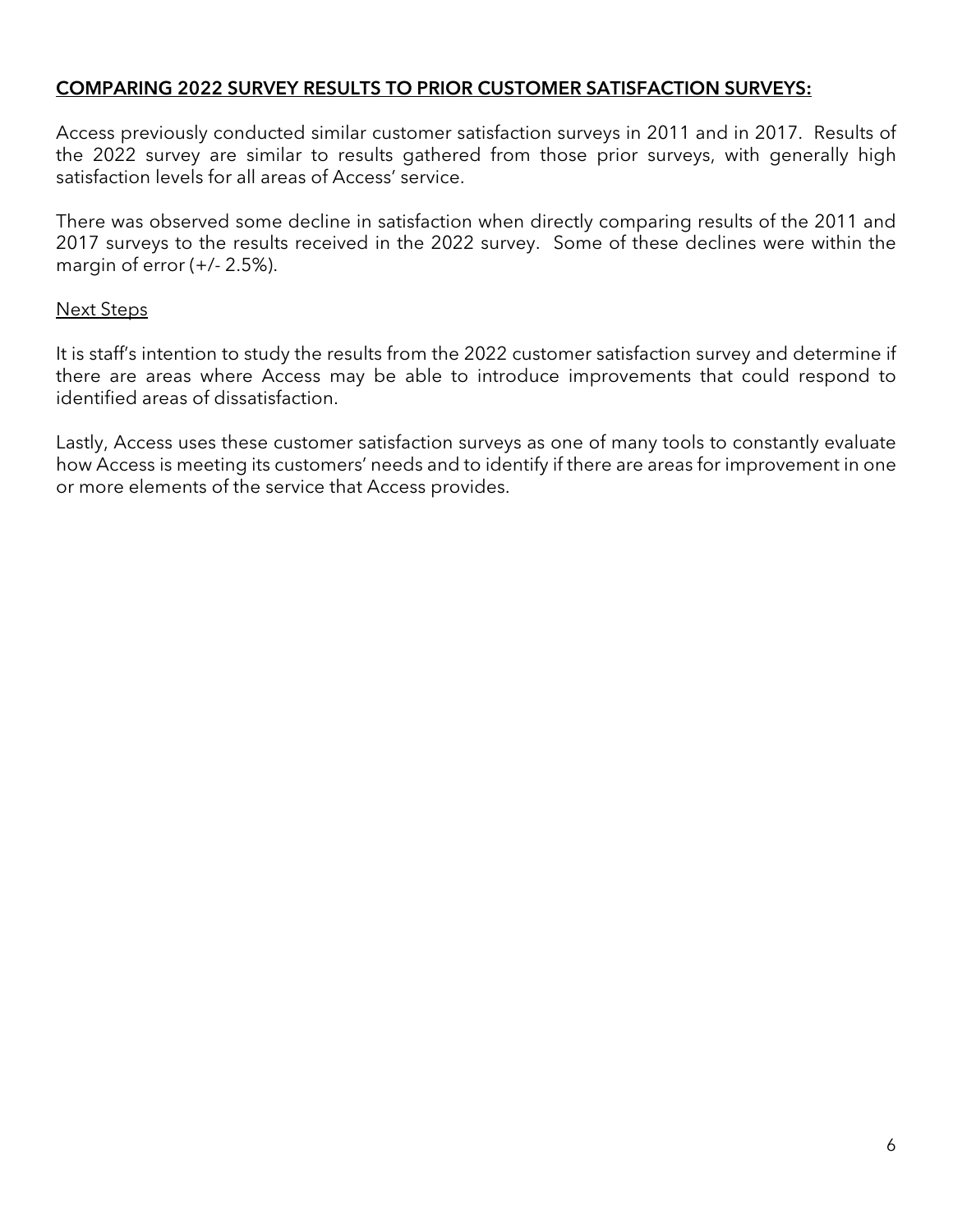## COMPARING 2022 SURVEY RESULTS TO PRIOR CUSTOMER SATISFACTION SURVEYS:

Access previously conducted similar customer satisfaction surveys in 2011 and in 2017. Results of the 2022 survey are similar to results gathered from those prior surveys, with generally high satisfaction levels for all areas of Access' service.

There was observed some decline in satisfaction when directly comparing results of the 2011 and 2017 surveys to the results received in the 2022 survey. Some of these declines were within the margin of error (+/- 2.5%).

### Next Steps

It is staff's intention to study the results from the 2022 customer satisfaction survey and determine if there are areas where Access may be able to introduce improvements that could respond to identified areas of dissatisfaction.

Lastly, Access uses these customer satisfaction surveys as one of many tools to constantly evaluate how Access is meeting its customers' needs and to identify if there are areas for improvement in one or more elements of the service that Access provides.